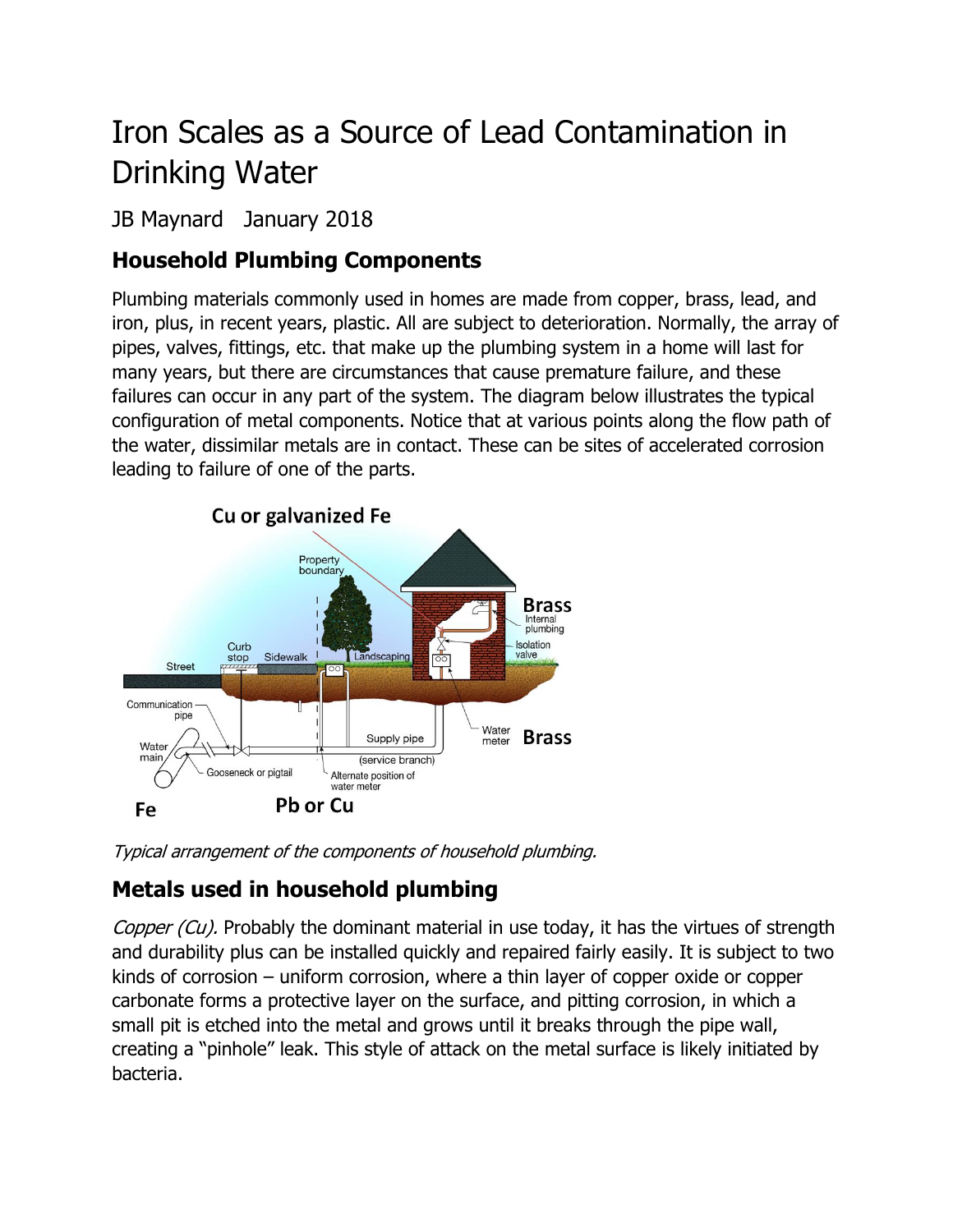# Iron Scales as a Source of Lead Contamination in Drinking Water

JB Maynard January 2018

## Household Plumbing Components

Plumbing materials commonly used in homes are made from copper, brass, lead, and iron, plus, in recent years, plastic. All are subject to deterioration. Normally, the array of pipes, valves, fittings, etc. that make up the plumbing system in a home will last for many years, but there are circumstances that cause premature failure, and these failures can occur in any part of the system. The diagram below illustrates the typical configuration of metal components. Notice that at various points along the flow path of the water, dissimilar metals are in contact. These can be sites of accelerated corrosion leading to failure of one of the parts.

*Typical arrangement of the components of household plumbing.*

## Metals used in household plumbing

*Copper (Cu).* Probably the dominant material in use today, it has the virtues of strength and durability plus can be installed quickly and repaired fairly easily. It is subject to two kinds of corrosion – uniform corrosion, where a thin layer of copper oxide or copper carbonate forms a protective layer on the surface, and pitting corrosion, in which a small pit is etched into the metal and grows until it breaks through the pipe wall, creating a "pinhole" leak. This style of attack on the metal surface is likely initiated by bacteria.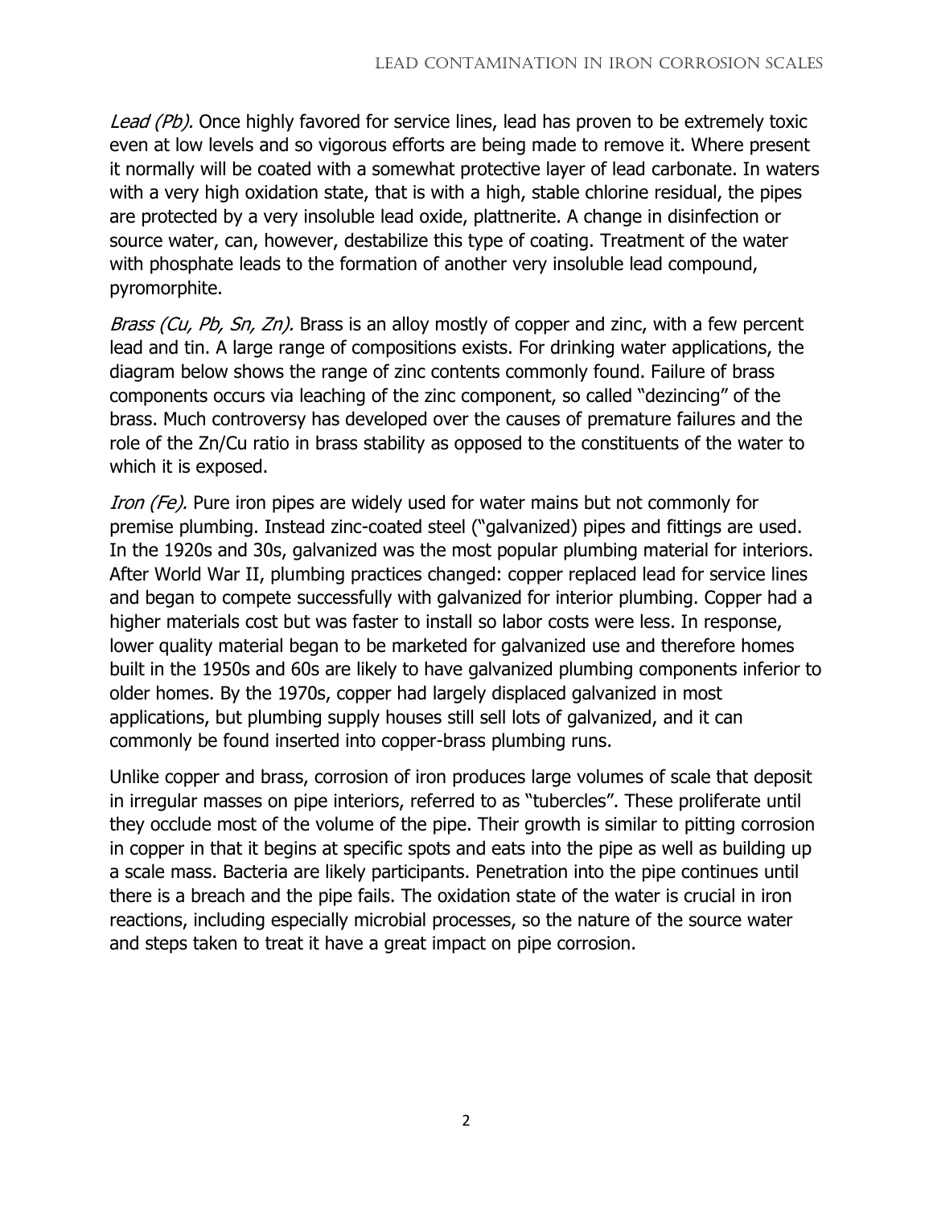*Lead (Pb).* Once highly favored for service lines, lead has proven to be extremely toxic even at low levels and so vigorous efforts are being made to remove it. Where present it normally will be coated with a somewhat protective layer of lead carbonate. In waters with a very high oxidation state, that is with a high, stable chlorine residual, the pipes are protected by a very insoluble lead oxide, plattnerite. A change in disinfection or source water, can, however, destabilize this type of coating. Treatment of the water with phosphate leads to the formation of another very insoluble lead compound, pyromorphite.

*Brass (Cu, Pb, Sn, Zn).* Brass is an alloy mostly of copper and zinc, with a few percent lead and tin. A large range of compositions exists. For drinking water applications, the diagram below shows the range of zinc contents commonly found. Failure of brass components occurs via leaching of the zinc component, so called "dezincing" of the brass. Much controversy has developed over the causes of premature failures and the role of the Zn/Cu ratio in brass stability as opposed to the constituents of the water to which it is exposed.

*Iron (Fe).* Pure iron pipes are widely used for water mains but not commonly for premise plumbing. Instead zinc-coated steel ("galvanized) pipes and fittings are used. In the 1920s and 30s, galvanized was the most popular plumbing material for interiors. After World War II, plumbing practices changed: copper replaced lead for service lines and began to compete successfully with galvanized for interior plumbing. Copper had a higher materials cost but was faster to install so labor costs were less. In response, lower quality material began to be marketed for galvanized use and therefore homes built in the 1950s and 60s are likely to have galvanized plumbing components inferior to older homes. By the 1970s, copper had largely displaced galvanized in most applications, but plumbing supply houses still sell lots of galvanized, and it can commonly be found inserted into copper-brass plumbing runs.

Unlike copper and brass, corrosion of iron produces large volumes of scale that deposit in irregular masses on pipe interiors, referred to as "tubercles". These proliferate until they occlude most of the volume of the pipe. Their growth is similar to pitting corrosion in copper in that it begins at specific spots and eats into the pipe as well as building up a scale mass. Bacteria are likely participants. Penetration into the pipe continues until there is a breach and the pipe fails. The oxidation state of the water is crucial in iron reactions, including especially microbial processes, so the nature of the source water and steps taken to treat it have a great impact on pipe corrosion.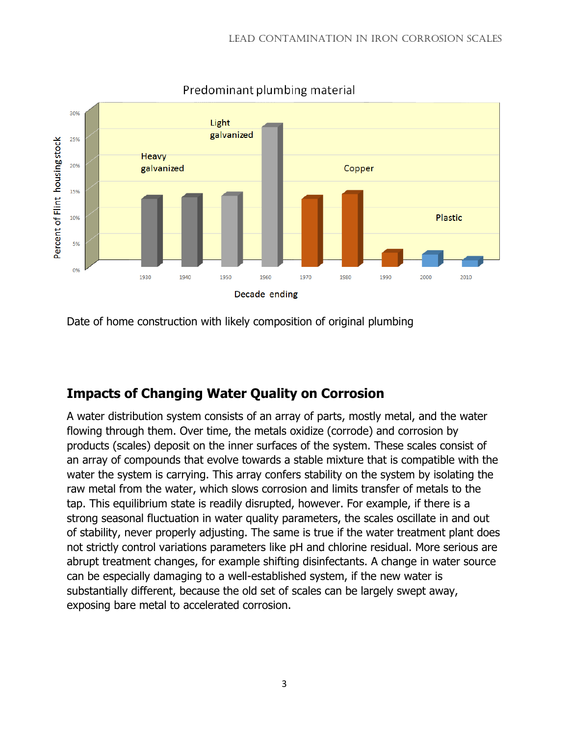Date of home construction with likely composition of original plumbing

## Impacts of Changing Water Quality on Corrosion

A water distribution system consists of an array of parts, mostly metal, and the water flowing through them. Over time, the metals oxidize (corrode) and corrosion by products (scales) deposit on the inner surfaces of the system. These scales consist of an array of compounds that evolve towards a stable mixture that is compatible with the water the system is carrying. This array confers stability on the system by isolating the raw metal from the water, which slows corrosion and limits transfer of metals to the tap. This equilibrium state is readily disrupted, however. For example, if there is a strong seasonal fluctuation in water quality parameters, the scales oscillate in and out of stability, never properly adjusting. The same is true if the water treatment plant does not strictly control variations parameters like pH and chlorine residual. More serious are abrupt treatment changes, for example shifting disinfectants. A change in water source can be especially damaging to a well-established system, if the new water is substantially different, because the old set of scales can be largely swept away, exposing bare metal to accelerated corrosion.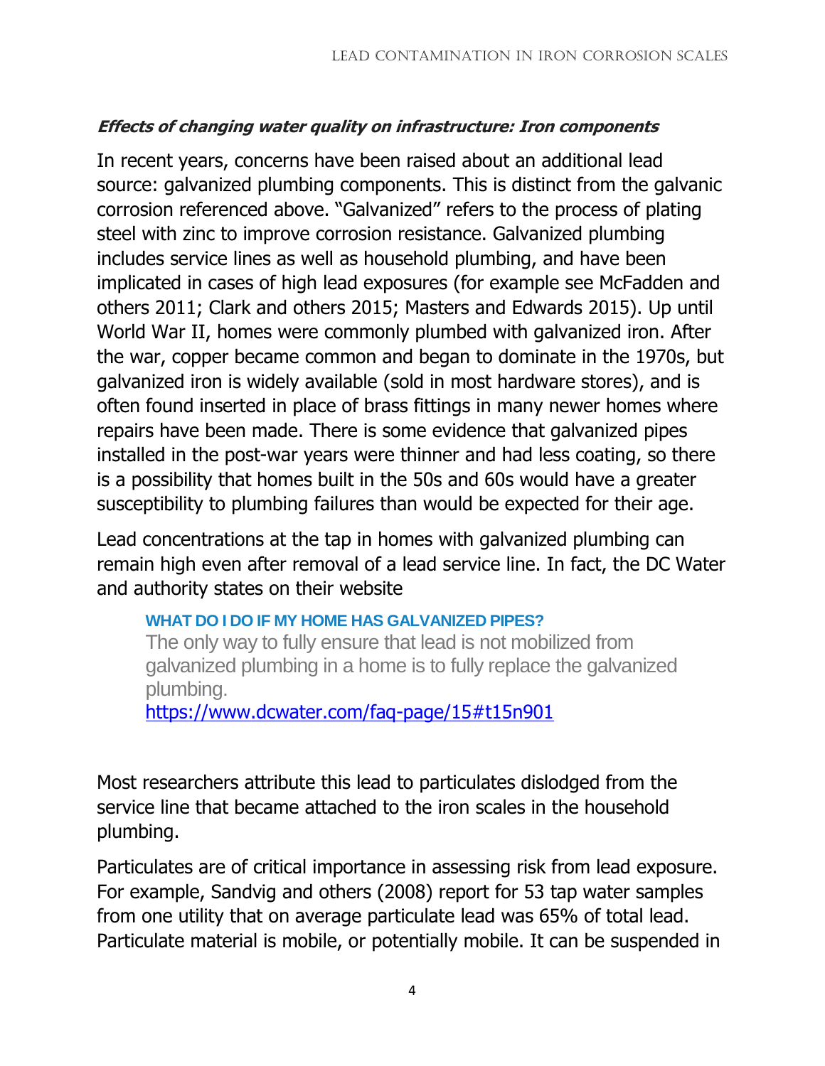***Effects of changing water quality on infrastructure: Iron components***

In recent years, concerns have been raised about an additional lead source: galvanized plumbing components. This is distinct from the galvanic corrosion referenced above. "Galvanized" refers to the process of plating steel with zinc to improve corrosion resistance. Galvanized plumbing includes service lines as well as household plumbing, and have been implicated in cases of high lead exposures (for example see McFadden and others 2011; Clark and others 2015; Masters and Edwards 2015). Up until World War II, homes were commonly plumbed with galvanized iron. After the war, copper became common and began to dominate in the 1970s, but galvanized iron is widely available (sold in most hardware stores), and is often found inserted in place of brass fittings in many newer homes where repairs have been made. There is some evidence that galvanized pipes installed in the post-war years were thinner and had less coating, so there is a possibility that homes built in the 50s and 60s would have a greater susceptibility to plumbing failures than would be expected for their age.

Lead concentrations at the tap in homes with galvanized plumbing can remain high even after removal of a lead service line. In fact, the DC Water and authority states on their website

> **WHAT DO I DO IF MY HOME HAS GALVANIZED PIPES?**
> The only way to fully ensure that lead is not mobilized from galvanized plumbing in a home is to fully replace the galvanized plumbing.
> https://www.dcwater.com/faq-page/15#t15n901

Most researchers attribute this lead to particulates dislodged from the service line that became attached to the iron scales in the household plumbing.

Particulates are of critical importance in assessing risk from lead exposure. For example, Sandvig and others (2008) report for 53 tap water samples from one utility that on average particulate lead was 65% of total lead. Particulate material is mobile, or potentially mobile. It can be suspended in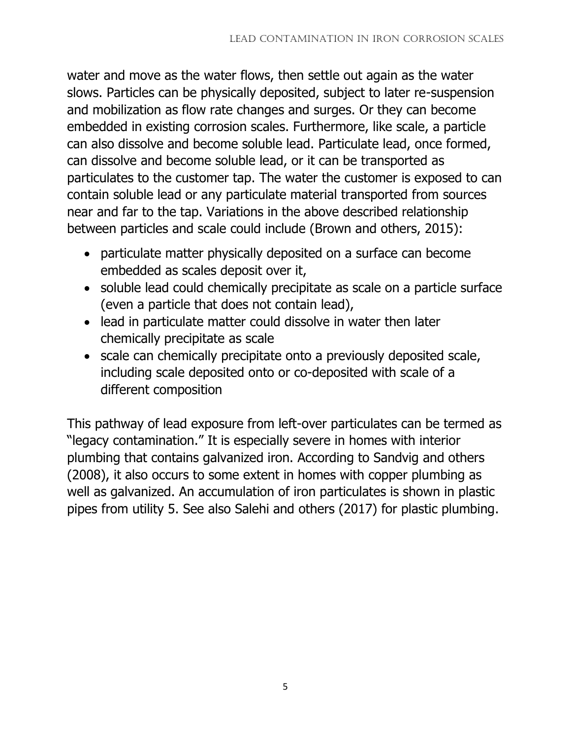water and move as the water flows, then settle out again as the water slows. Particles can be physically deposited, subject to later re-suspension and mobilization as flow rate changes and surges. Or they can become embedded in existing corrosion scales. Furthermore, like scale, a particle can also dissolve and become soluble lead. Particulate lead, once formed, can dissolve and become soluble lead, or it can be transported as particulates to the customer tap. The water the customer is exposed to can contain soluble lead or any particulate material transported from sources near and far to the tap. Variations in the above described relationship between particles and scale could include (Brown and others, 2015):

- particulate matter physically deposited on a surface can become embedded as scales deposit over it,
- soluble lead could chemically precipitate as scale on a particle surface (even a particle that does not contain lead),
- lead in particulate matter could dissolve in water then later chemically precipitate as scale
- scale can chemically precipitate onto a previously deposited scale, including scale deposited onto or co-deposited with scale of a different composition

This pathway of lead exposure from left-over particulates can be termed as "legacy contamination." It is especially severe in homes with interior plumbing that contains galvanized iron. According to Sandvig and others (2008), it also occurs to some extent in homes with copper plumbing as well as galvanized. An accumulation of iron particulates is shown in plastic pipes from utility 5. See also Salehi and others (2017) for plastic plumbing.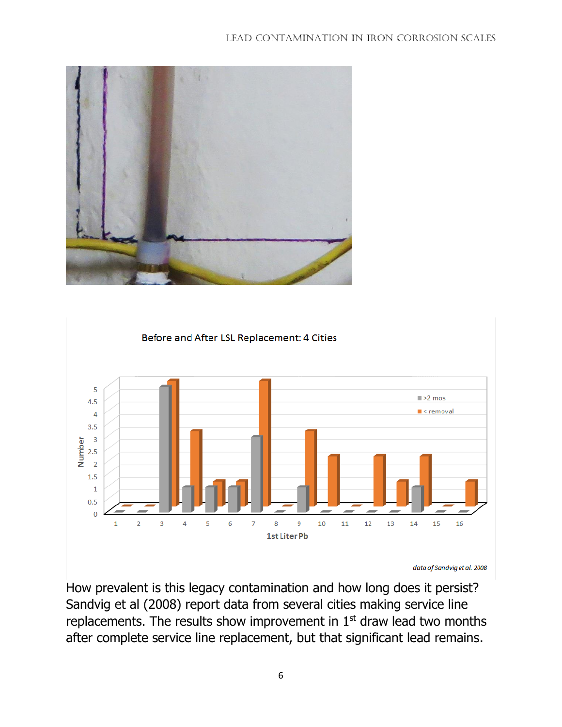How prevalent is this legacy contamination and how long does it persist? Sandvig et al (2008) report data from several cities making service line replacements. The results show improvement in 1[st] draw lead two months after complete service line replacement, but that significant lead remains.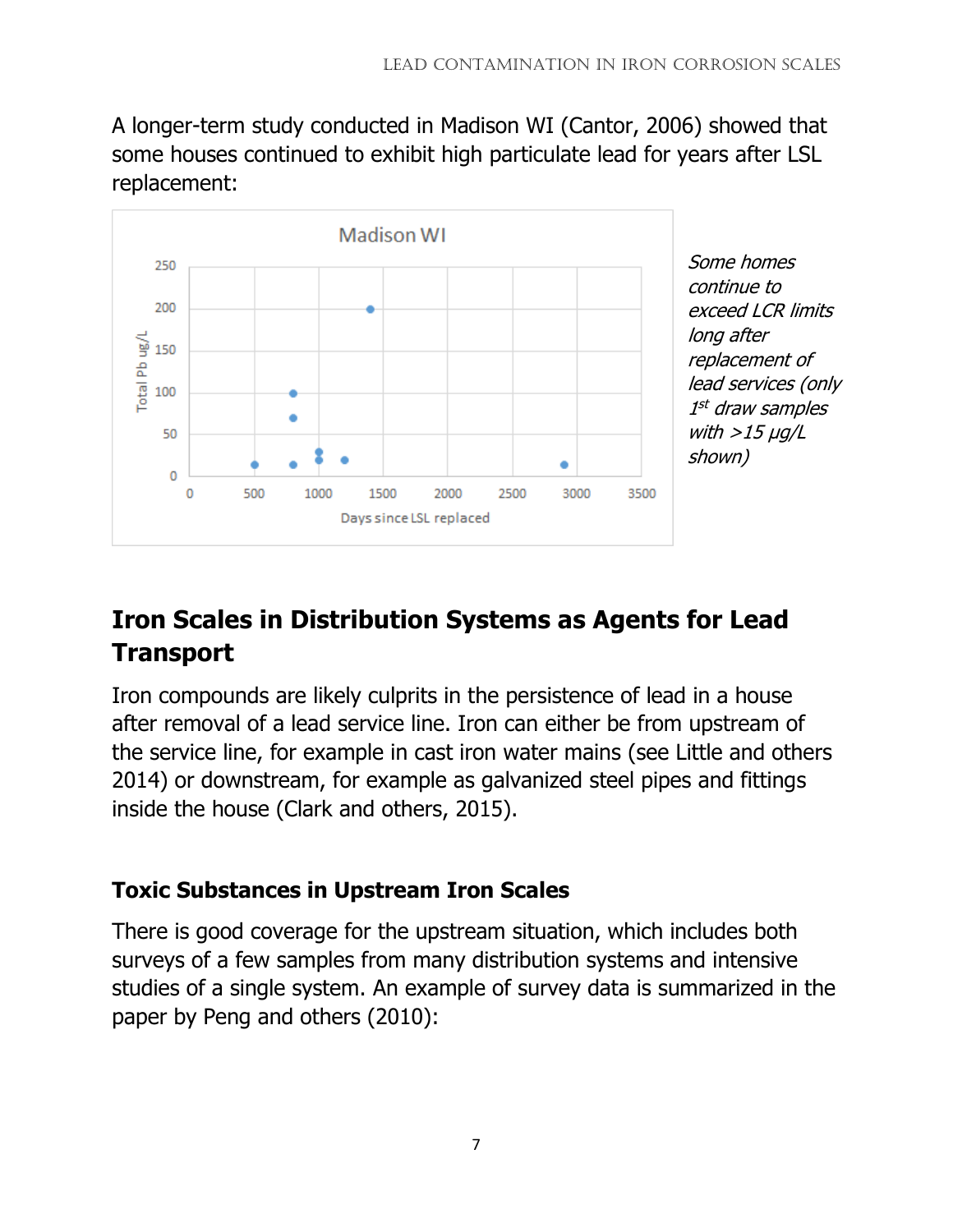A longer-term study conducted in Madison WI (Cantor, 2006) showed that some houses continued to exhibit high particulate lead for years after LSL replacement:

*Some homes continue to exceed LCR limits long after replacement of lead services (only 1st draw samples with >15 µg/L shown)*

## Iron Scales in Distribution Systems as Agents for Lead Transport

Iron compounds are likely culprits in the persistence of lead in a house after removal of a lead service line. Iron can either be from upstream of the service line, for example in cast iron water mains (see Little and others 2014) or downstream, for example as galvanized steel pipes and fittings inside the house (Clark and others, 2015).

### Toxic Substances in Upstream Iron Scales

There is good coverage for the upstream situation, which includes both surveys of a few samples from many distribution systems and intensive studies of a single system. An example of survey data is summarized in the paper by Peng and others (2010):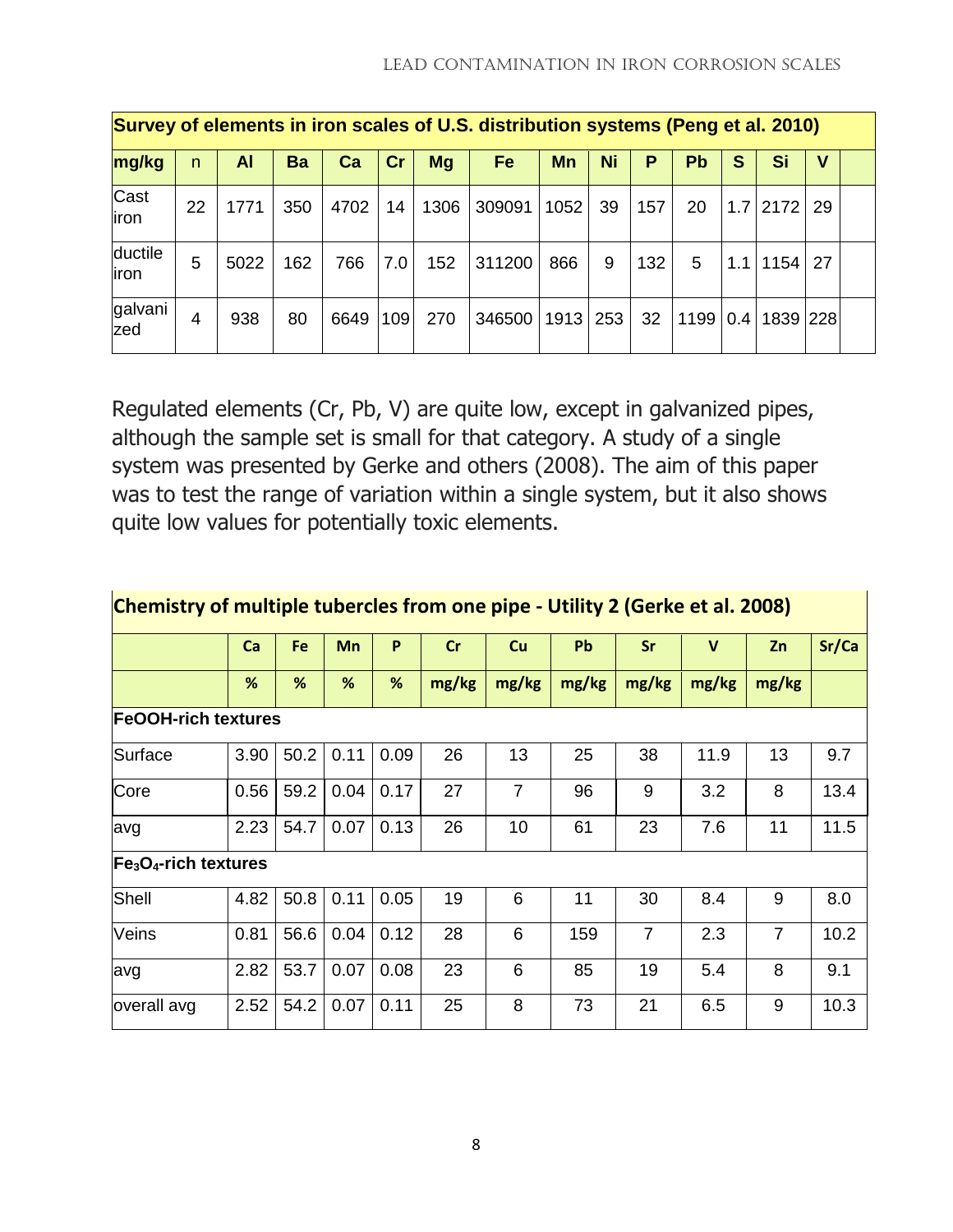| Survey of elements in iron scales of U.S. distribution systems (Peng et al. 2010) | | | | | | | | | | | | | | | |
|---|---|---|---|---|---|---|---|---|---|---|---|---|---|---|---|
| **mg/kg** | n | **Al** | **Ba** | **Ca** | **Cr** | **Mg** | **Fe** | **Mn** | **Ni** | **P** | **Pb** | **S** | **Si** | **V** | |
| Cast iron | 22 | 1771 | 350 | 4702 | 14 | 1306 | 309091 | 1052 | 39 | 157 | 20 | 1.7 | 2172 | 29 | |
| ductile iron | 5 | 5022 | 162 | 766 | 7.0 | 152 | 311200 | 866 | 9 | 132 | 5 | 1.1 | 1154 | 27 | |
| galvanized | 4 | 938 | 80 | 6649 | 109 | 270 | 346500 | 1913 | 253 | 32 | 1199 | 0.4 | 1839 | 228 | |

Regulated elements (Cr, Pb, V) are quite low, except in galvanized pipes, although the sample set is small for that category. A study of a single system was presented by Gerke and others (2008). The aim of this paper was to test the range of variation within a single system, but it also shows quite low values for potentially toxic elements.

| Chemistry of multiple tubercles from one pipe - Utility 2 (Gerke et al. 2008) | | | | | | | | | | | |
|---|---|---|---|---|---|---|---|---|---|---|---|
| | **Ca** | **Fe** | **Mn** | **P** | **Cr** | **Cu** | **Pb** | **Sr** | **V** | **Zn** | **Sr/Ca** |
| | **%** | **%** | **%** | **%** | **mg/kg** | **mg/kg** | **mg/kg** | **mg/kg** | **mg/kg** | **mg/kg** | |
| **FeOOH-rich textures** | | | | | | | | | | | |
| Surface | 3.90 | 50.2 | 0.11 | 0.09 | 26 | 13 | 25 | 38 | 11.9 | 13 | 9.7 |
| Core | 0.56 | 59.2 | 0.04 | 0.17 | 27 | 7 | 96 | 9 | 3.2 | 8 | 13.4 |
| avg | 2.23 | 54.7 | 0.07 | 0.13 | 26 | 10 | 61 | 23 | 7.6 | 11 | 11.5 |
| **$Fe_3O_4$-rich textures** | | | | | | | | | | | |
| Shell | 4.82 | 50.8 | 0.11 | 0.05 | 19 | 6 | 11 | 30 | 8.4 | 9 | 8.0 |
| Veins | 0.81 | 56.6 | 0.04 | 0.12 | 28 | 6 | 159 | 7 | 2.3 | 7 | 10.2 |
| avg | 2.82 | 53.7 | 0.07 | 0.08 | 23 | 6 | 85 | 19 | 5.4 | 8 | 9.1 |
| overall avg | 2.52 | 54.2 | 0.07 | 0.11 | 25 | 8 | 73 | 21 | 6.5 | 9 | 10.3 |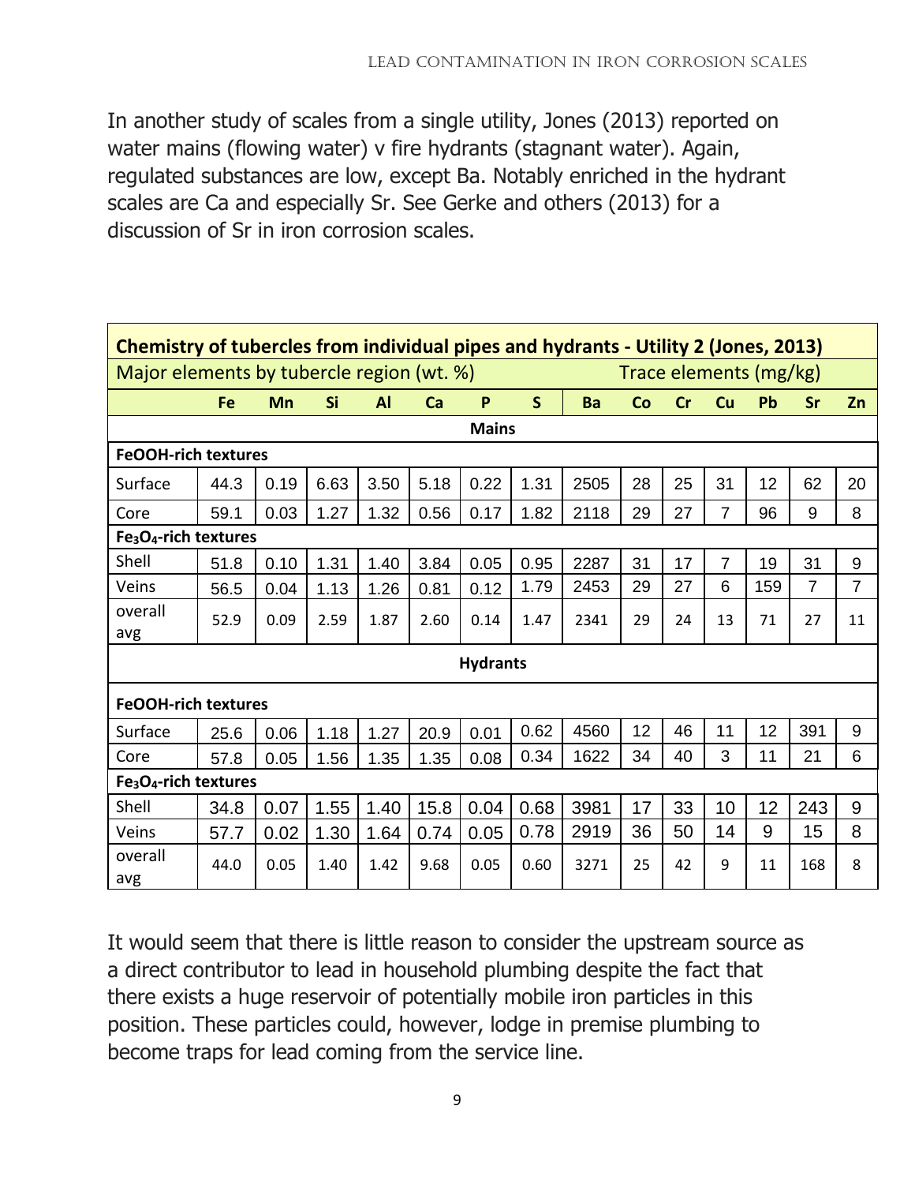In another study of scales from a single utility, Jones (2013) reported on water mains (flowing water) v fire hydrants (stagnant water). Again, regulated substances are low, except Ba. Notably enriched in the hydrant scales are Ca and especially Sr. See Gerke and others (2013) for a discussion of Sr in iron corrosion scales.

| **Chemistry of tubercles from individual pipes and hydrants - Utility 2 (Jones, 2013)** | | | | | | | | | | | | | | |
|---|---|---|---|---|---|---|---|---|---|---|---|---|---|---|
| Major elements by tubercle region (wt. %) | | | | | | | | Trace elements (mg/kg) | | | | | | |
| | **Fe** | **Mn** | **Si** | **Al** | **Ca** | **P** | **S** | **Ba** | **Co** | **Cr** | **Cu** | **Pb** | **Sr** | **Zn** |
| **Mains** | | | | | | | | | | | | | | |
| **FeOOH-rich textures** | | | | | | | | | | | | | | |
| Surface | 44.3 | 0.19 | 6.63 | 3.50 | 5.18 | 0.22 | 1.31 | 2505 | 28 | 25 | 31 | 12 | 62 | 20 |
| Core | 59.1 | 0.03 | 1.27 | 1.32 | 0.56 | 0.17 | 1.82 | 2118 | 29 | 27 | 7 | 96 | 9 | 8 |
| **$Fe_3O_4$-rich textures** | | | | | | | | | | | | | | |
| Shell | 51.8 | 0.10 | 1.31 | 1.40 | 3.84 | 0.05 | 0.95 | 2287 | 31 | 17 | 7 | 19 | 31 | 9 |
| Veins | 56.5 | 0.04 | 1.13 | 1.26 | 0.81 | 0.12 | 1.79 | 2453 | 29 | 27 | 6 | 159 | 7 | 7 |
| overall avg | 52.9 | 0.09 | 2.59 | 1.87 | 2.60 | 0.14 | 1.47 | 2341 | 29 | 24 | 13 | 71 | 27 | 11 |
| **Hydrants** | | | | | | | | | | | | | | |
| **FeOOH-rich textures** | | | | | | | | | | | | | | |
| Surface | 25.6 | 0.06 | 1.18 | 1.27 | 20.9 | 0.01 | 0.62 | 4560 | 12 | 46 | 11 | 12 | 391 | 9 |
| Core | 57.8 | 0.05 | 1.56 | 1.35 | 1.35 | 0.08 | 0.34 | 1622 | 34 | 40 | 3 | 11 | 21 | 6 |
| **$Fe_3O_4$-rich textures** | | | | | | | | | | | | | | |
| Shell | 34.8 | 0.07 | 1.55 | 1.40 | 15.8 | 0.04 | 0.68 | 3981 | 17 | 33 | 10 | 12 | 243 | 9 |
| Veins | 57.7 | 0.02 | 1.30 | 1.64 | 0.74 | 0.05 | 0.78 | 2919 | 36 | 50 | 14 | 9 | 15 | 8 |
| overall avg | 44.0 | 0.05 | 1.40 | 1.42 | 9.68 | 0.05 | 0.60 | 3271 | 25 | 42 | 9 | 11 | 168 | 8 |

It would seem that there is little reason to consider the upstream source as a direct contributor to lead in household plumbing despite the fact that there exists a huge reservoir of potentially mobile iron particles in this position. These particles could, however, lodge in premise plumbing to become traps for lead coming from the service line.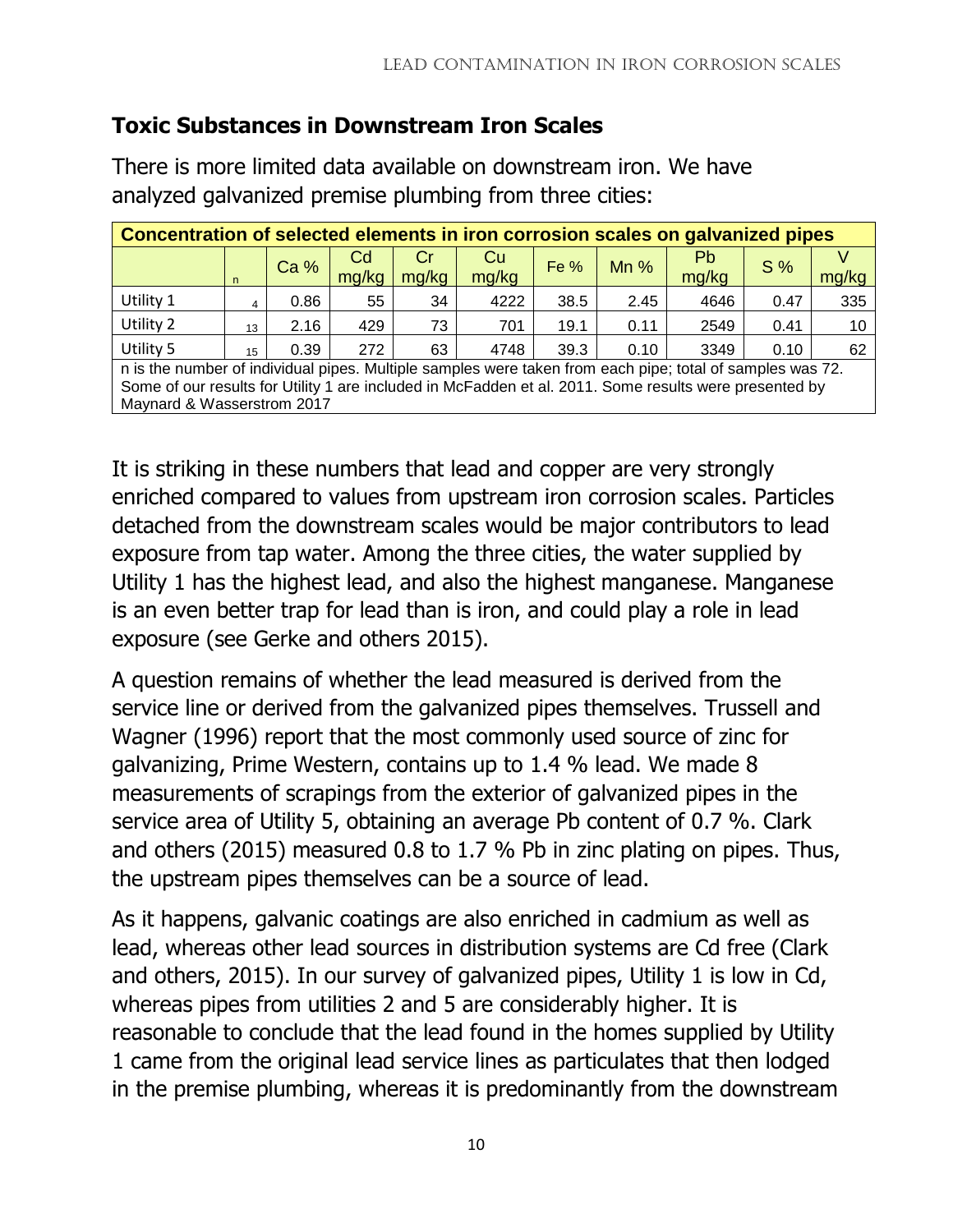## Toxic Substances in Downstream Iron Scales

There is more limited data available on downstream iron. We have analyzed galvanized premise plumbing from three cities:

| Concentration of selected elements in iron corrosion scales on galvanized pipes | | | | | | | | | | |
|---|---|---|---|---|---|---|---|---|---|---|
| | n | Ca % | Cd mg/kg | Cr mg/kg | Cu mg/kg | Fe % | Mn % | Pb mg/kg | S % | V mg/kg |
| Utility 1 | 4 | 0.86 | 55 | 34 | 4222 | 38.5 | 2.45 | 4646 | 0.47 | 335 |
| Utility 2 | 13 | 2.16 | 429 | 73 | 701 | 19.1 | 0.11 | 2549 | 0.41 | 10 |
| Utility 5 | 15 | 0.39 | 272 | 63 | 4748 | 39.3 | 0.10 | 3349 | 0.10 | 62 |
| n is the number of individual pipes. Multiple samples were taken from each pipe; total of samples was 72. Some of our results for Utility 1 are included in McFadden et al. 2011. Some results were presented by Maynard & Wasserstrom 2017 | | | | | | | | | | |

It is striking in these numbers that lead and copper are very strongly enriched compared to values from upstream iron corrosion scales. Particles detached from the downstream scales would be major contributors to lead exposure from tap water. Among the three cities, the water supplied by Utility 1 has the highest lead, and also the highest manganese. Manganese is an even better trap for lead than is iron, and could play a role in lead exposure (see Gerke and others 2015).

A question remains of whether the lead measured is derived from the service line or derived from the galvanized pipes themselves. Trussell and Wagner (1996) report that the most commonly used source of zinc for galvanizing, Prime Western, contains up to 1.4 % lead. We made 8 measurements of scrapings from the exterior of galvanized pipes in the service area of Utility 5, obtaining an average Pb content of 0.7 %. Clark and others (2015) measured 0.8 to 1.7 % Pb in zinc plating on pipes. Thus, the upstream pipes themselves can be a source of lead.

As it happens, galvanic coatings are also enriched in cadmium as well as lead, whereas other lead sources in distribution systems are Cd free (Clark and others, 2015). In our survey of galvanized pipes, Utility 1 is low in Cd, whereas pipes from utilities 2 and 5 are considerably higher. It is reasonable to conclude that the lead found in the homes supplied by Utility 1 came from the original lead service lines as particulates that then lodged in the premise plumbing, whereas it is predominantly from the downstream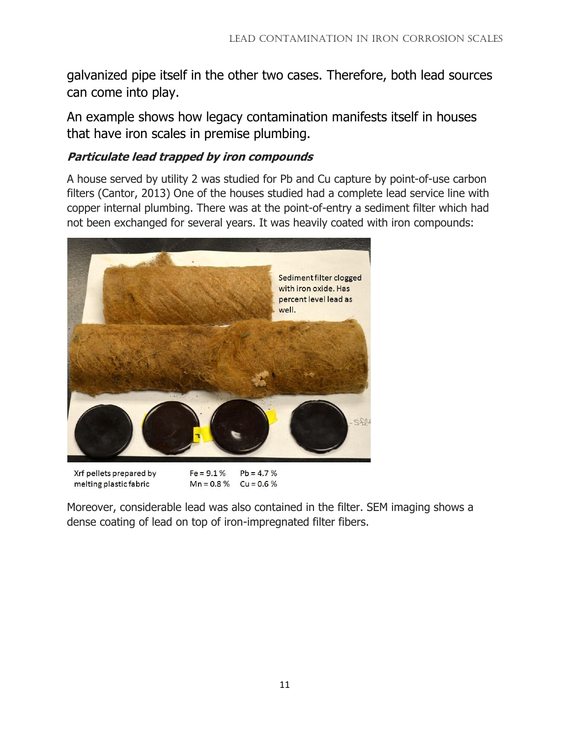galvanized pipe itself in the other two cases. Therefore, both lead sources can come into play.

An example shows how legacy contamination manifests itself in houses that have iron scales in premise plumbing.

### ***Particulate lead trapped by iron compounds***

A house served by utility 2 was studied for Pb and Cu capture by point-of-use carbon filters (Cantor, 2013) One of the houses studied had a complete lead service line with copper internal plumbing. There was at the point-of-entry a sediment filter which had not been exchanged for several years. It was heavily coated with iron compounds:

Sediment filter clogged with iron oxide. Has percent level lead as well.

Xrf pellets prepared by melting plastic fabric    Fe = 9.1 %    Pb = 4.7 %    Mn = 0.8 %    Cu = 0.6 %

Moreover, considerable lead was also contained in the filter. SEM imaging shows a dense coating of lead on top of iron-impregnated filter fibers.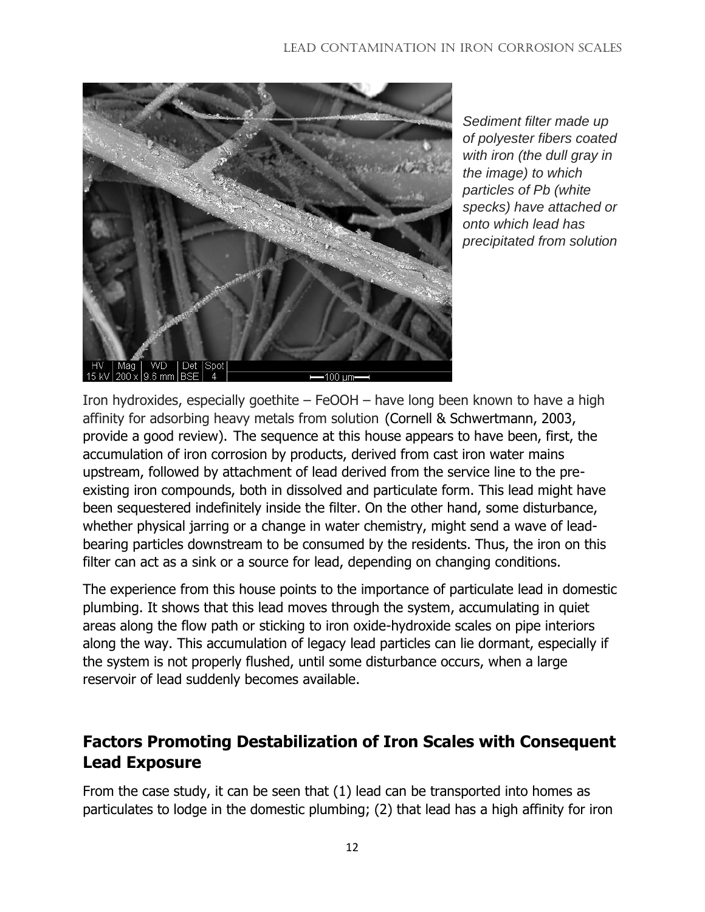*Sediment filter made up of polyester fibers coated with iron (the dull gray in the image) to which particles of Pb (white specks) have attached or onto which lead has precipitated from solution*

Iron hydroxides, especially goethite – FeOOH – have long been known to have a high affinity for adsorbing heavy metals from solution (Cornell & Schwertmann, 2003, provide a good review). The sequence at this house appears to have been, first, the accumulation of iron corrosion by products, derived from cast iron water mains upstream, followed by attachment of lead derived from the service line to the pre-existing iron compounds, both in dissolved and particulate form. This lead might have been sequestered indefinitely inside the filter. On the other hand, some disturbance, whether physical jarring or a change in water chemistry, might send a wave of lead-bearing particles downstream to be consumed by the residents. Thus, the iron on this filter can act as a sink or a source for lead, depending on changing conditions.

The experience from this house points to the importance of particulate lead in domestic plumbing. It shows that this lead moves through the system, accumulating in quiet areas along the flow path or sticking to iron oxide-hydroxide scales on pipe interiors along the way. This accumulation of legacy lead particles can lie dormant, especially if the system is not properly flushed, until some disturbance occurs, when a large reservoir of lead suddenly becomes available.

## Factors Promoting Destabilization of Iron Scales with Consequent Lead Exposure

From the case study, it can be seen that (1) lead can be transported into homes as particulates to lodge in the domestic plumbing; (2) that lead has a high affinity for iron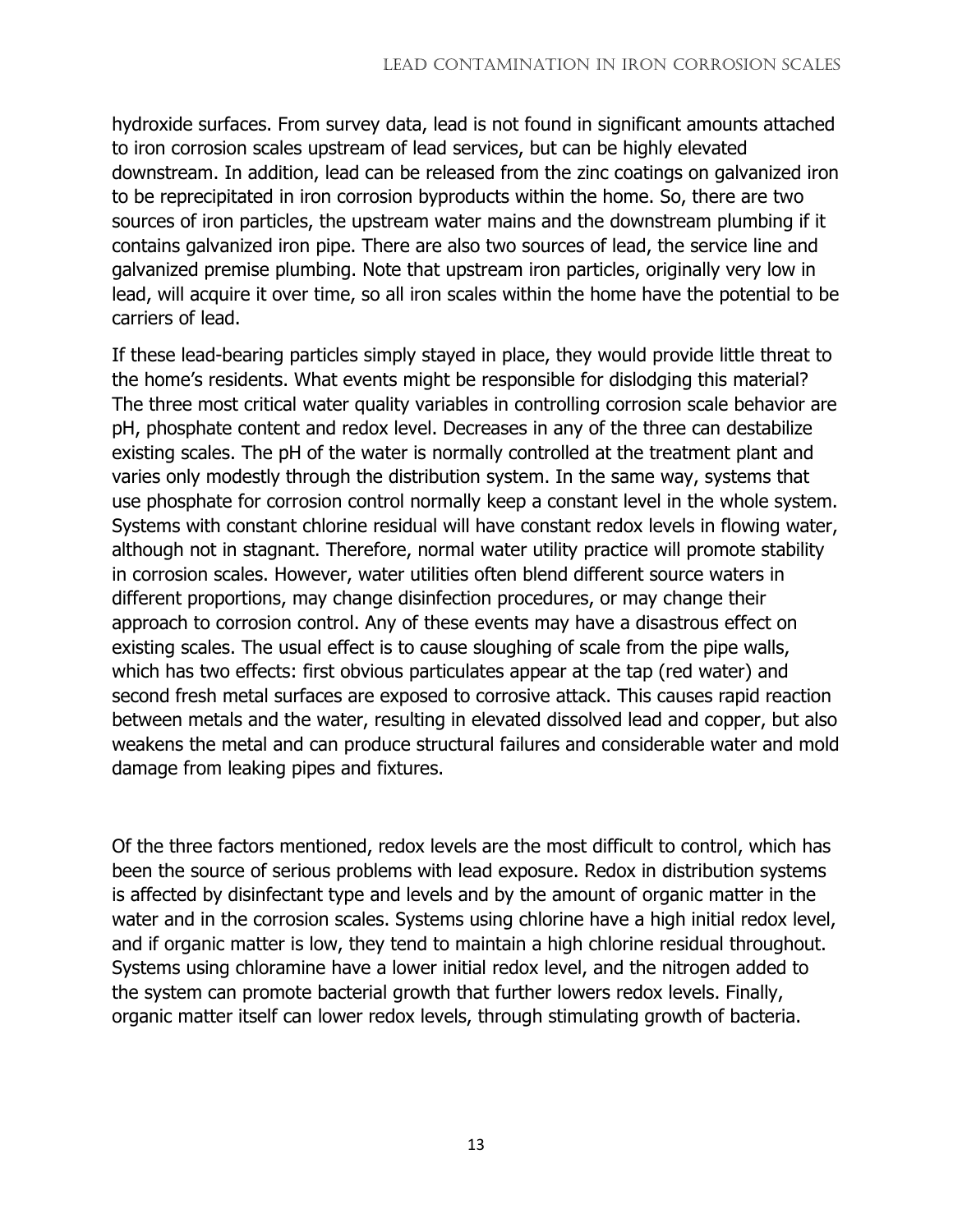hydroxide surfaces. From survey data, lead is not found in significant amounts attached to iron corrosion scales upstream of lead services, but can be highly elevated downstream. In addition, lead can be released from the zinc coatings on galvanized iron to be reprecipitated in iron corrosion byproducts within the home. So, there are two sources of iron particles, the upstream water mains and the downstream plumbing if it contains galvanized iron pipe. There are also two sources of lead, the service line and galvanized premise plumbing. Note that upstream iron particles, originally very low in lead, will acquire it over time, so all iron scales within the home have the potential to be carriers of lead.

If these lead-bearing particles simply stayed in place, they would provide little threat to the home's residents. What events might be responsible for dislodging this material? The three most critical water quality variables in controlling corrosion scale behavior are pH, phosphate content and redox level. Decreases in any of the three can destabilize existing scales. The pH of the water is normally controlled at the treatment plant and varies only modestly through the distribution system. In the same way, systems that use phosphate for corrosion control normally keep a constant level in the whole system. Systems with constant chlorine residual will have constant redox levels in flowing water, although not in stagnant. Therefore, normal water utility practice will promote stability in corrosion scales. However, water utilities often blend different source waters in different proportions, may change disinfection procedures, or may change their approach to corrosion control. Any of these events may have a disastrous effect on existing scales. The usual effect is to cause sloughing of scale from the pipe walls, which has two effects: first obvious particulates appear at the tap (red water) and second fresh metal surfaces are exposed to corrosive attack. This causes rapid reaction between metals and the water, resulting in elevated dissolved lead and copper, but also weakens the metal and can produce structural failures and considerable water and mold damage from leaking pipes and fixtures.

Of the three factors mentioned, redox levels are the most difficult to control, which has been the source of serious problems with lead exposure. Redox in distribution systems is affected by disinfectant type and levels and by the amount of organic matter in the water and in the corrosion scales. Systems using chlorine have a high initial redox level, and if organic matter is low, they tend to maintain a high chlorine residual throughout. Systems using chloramine have a lower initial redox level, and the nitrogen added to the system can promote bacterial growth that further lowers redox levels. Finally, organic matter itself can lower redox levels, through stimulating growth of bacteria.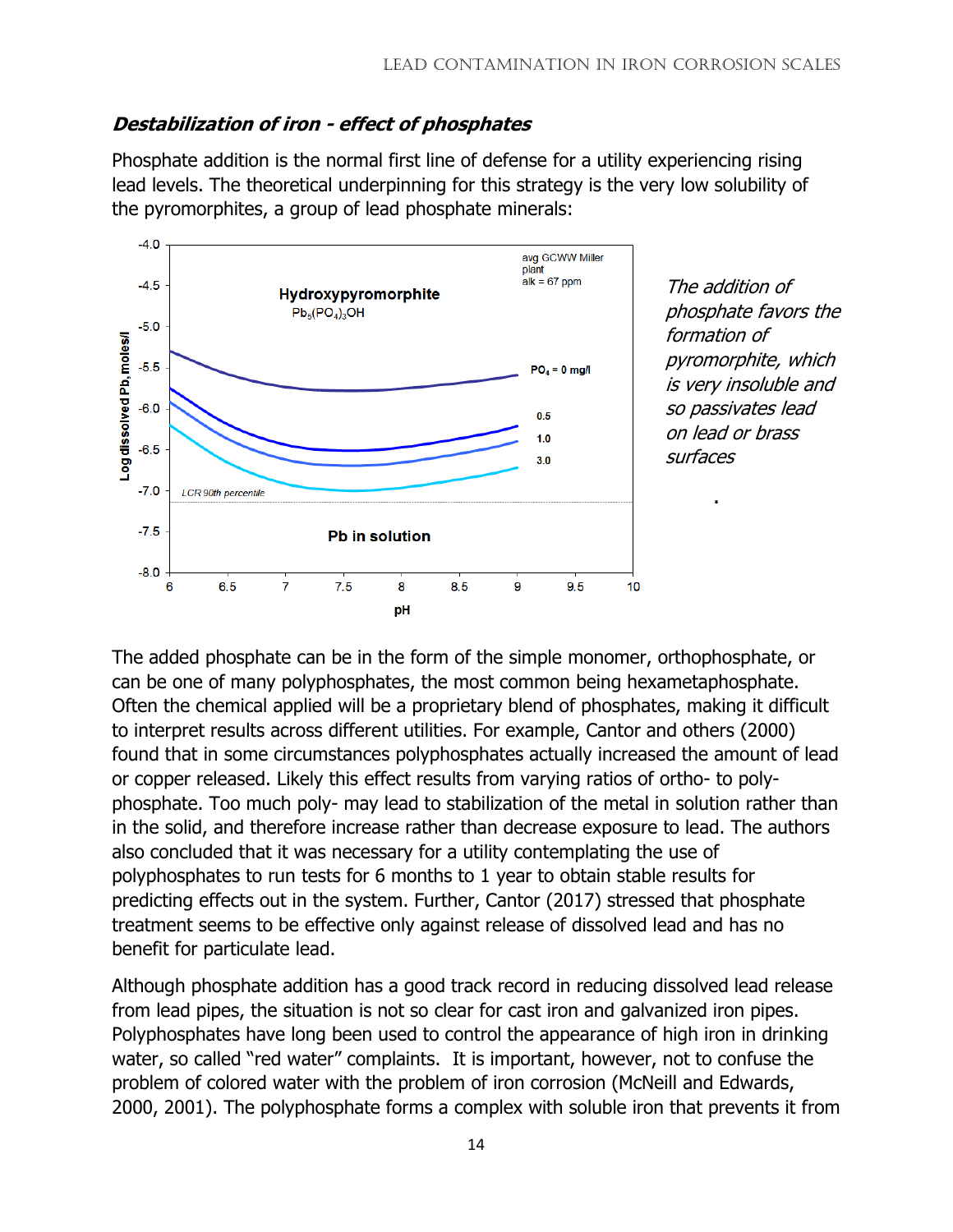### *Destabilization of iron - effect of phosphates*

Phosphate addition is the normal first line of defense for a utility experiencing rising lead levels. The theoretical underpinning for this strategy is the very low solubility of the pyromorphites, a group of lead phosphate minerals:

*The addition of phosphate favors the formation of pyromorphite, which is very insoluble and so passivates lead on lead or brass surfaces*

The added phosphate can be in the form of the simple monomer, orthophosphate, or can be one of many polyphosphates, the most common being hexametaphosphate. Often the chemical applied will be a proprietary blend of phosphates, making it difficult to interpret results across different utilities. For example, Cantor and others (2000) found that in some circumstances polyphosphates actually increased the amount of lead or copper released. Likely this effect results from varying ratios of ortho- to poly-phosphate. Too much poly- may lead to stabilization of the metal in solution rather than in the solid, and therefore increase rather than decrease exposure to lead. The authors also concluded that it was necessary for a utility contemplating the use of polyphosphates to run tests for 6 months to 1 year to obtain stable results for predicting effects out in the system. Further, Cantor (2017) stressed that phosphate treatment seems to be effective only against release of dissolved lead and has no benefit for particulate lead.

Although phosphate addition has a good track record in reducing dissolved lead release from lead pipes, the situation is not so clear for cast iron and galvanized iron pipes. Polyphosphates have long been used to control the appearance of high iron in drinking water, so called "red water" complaints. It is important, however, not to confuse the problem of colored water with the problem of iron corrosion (McNeill and Edwards, 2000, 2001). The polyphosphate forms a complex with soluble iron that prevents it from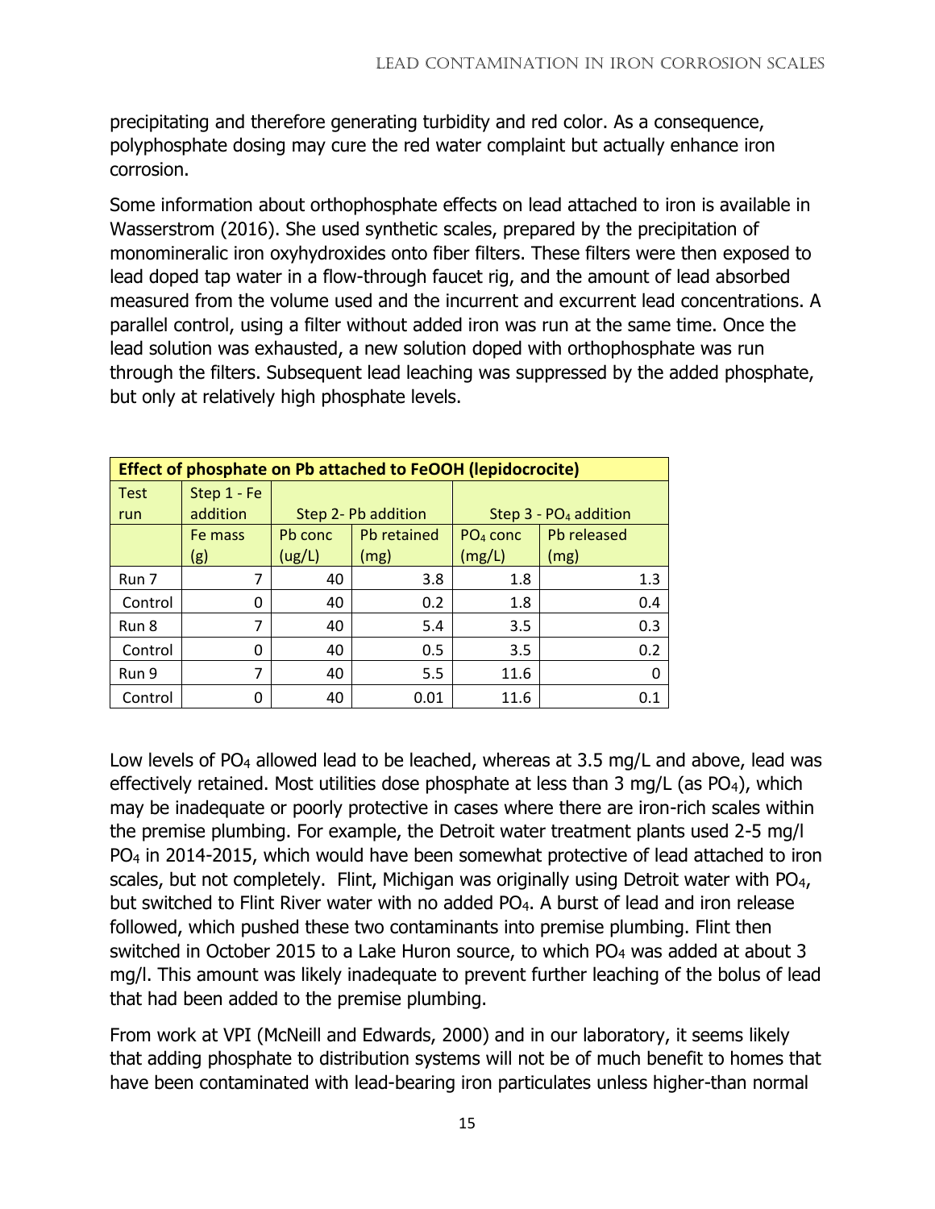precipitating and therefore generating turbidity and red color. As a consequence, polyphosphate dosing may cure the red water complaint but actually enhance iron corrosion.

Some information about orthophosphate effects on lead attached to iron is available in Wasserstrom (2016). She used synthetic scales, prepared by the precipitation of monomineralic iron oxyhydroxides onto fiber filters. These filters were then exposed to lead doped tap water in a flow-through faucet rig, and the amount of lead absorbed measured from the volume used and the incurrent and excurrent lead concentrations. A parallel control, using a filter without added iron was run at the same time. Once the lead solution was exhausted, a new solution doped with orthophosphate was run through the filters. Subsequent lead leaching was suppressed by the added phosphate, but only at relatively high phosphate levels.

| **Effect of phosphate on Pb attached to FeOOH (lepidocrocite)** | | | | | |
|---|---|---|---|---|---|
| Test run | Step 1 - Fe addition | Step 2- Pb addition | | Step 3 - $PO_4$ addition | |
| | Fe mass (g) | Pb conc (ug/L) | Pb retained (mg) | $PO_4$ conc (mg/L) | Pb released (mg) |
| Run 7 | 7 | 40 | 3.8 | 1.8 | 1.3 |
| Control | 0 | 40 | 0.2 | 1.8 | 0.4 |
| Run 8 | 7 | 40 | 5.4 | 3.5 | 0.3 |
| Control | 0 | 40 | 0.5 | 3.5 | 0.2 |
| Run 9 | 7 | 40 | 5.5 | 11.6 | 0 |
| Control | 0 | 40 | 0.01 | 11.6 | 0.1 |

Low levels of $PO_4$ allowed lead to be leached, whereas at 3.5 mg/L and above, lead was effectively retained. Most utilities dose phosphate at less than 3 mg/L (as $PO_4$), which may be inadequate or poorly protective in cases where there are iron-rich scales within the premise plumbing. For example, the Detroit water treatment plants used 2-5 mg/l $PO_4$ in 2014-2015, which would have been somewhat protective of lead attached to iron scales, but not completely. Flint, Michigan was originally using Detroit water with $PO_4$, but switched to Flint River water with no added $PO_4$. A burst of lead and iron release followed, which pushed these two contaminants into premise plumbing. Flint then switched in October 2015 to a Lake Huron source, to which $PO_4$ was added at about 3 mg/l. This amount was likely inadequate to prevent further leaching of the bolus of lead that had been added to the premise plumbing.

From work at VPI (McNeill and Edwards, 2000) and in our laboratory, it seems likely that adding phosphate to distribution systems will not be of much benefit to homes that have been contaminated with lead-bearing iron particulates unless higher-than normal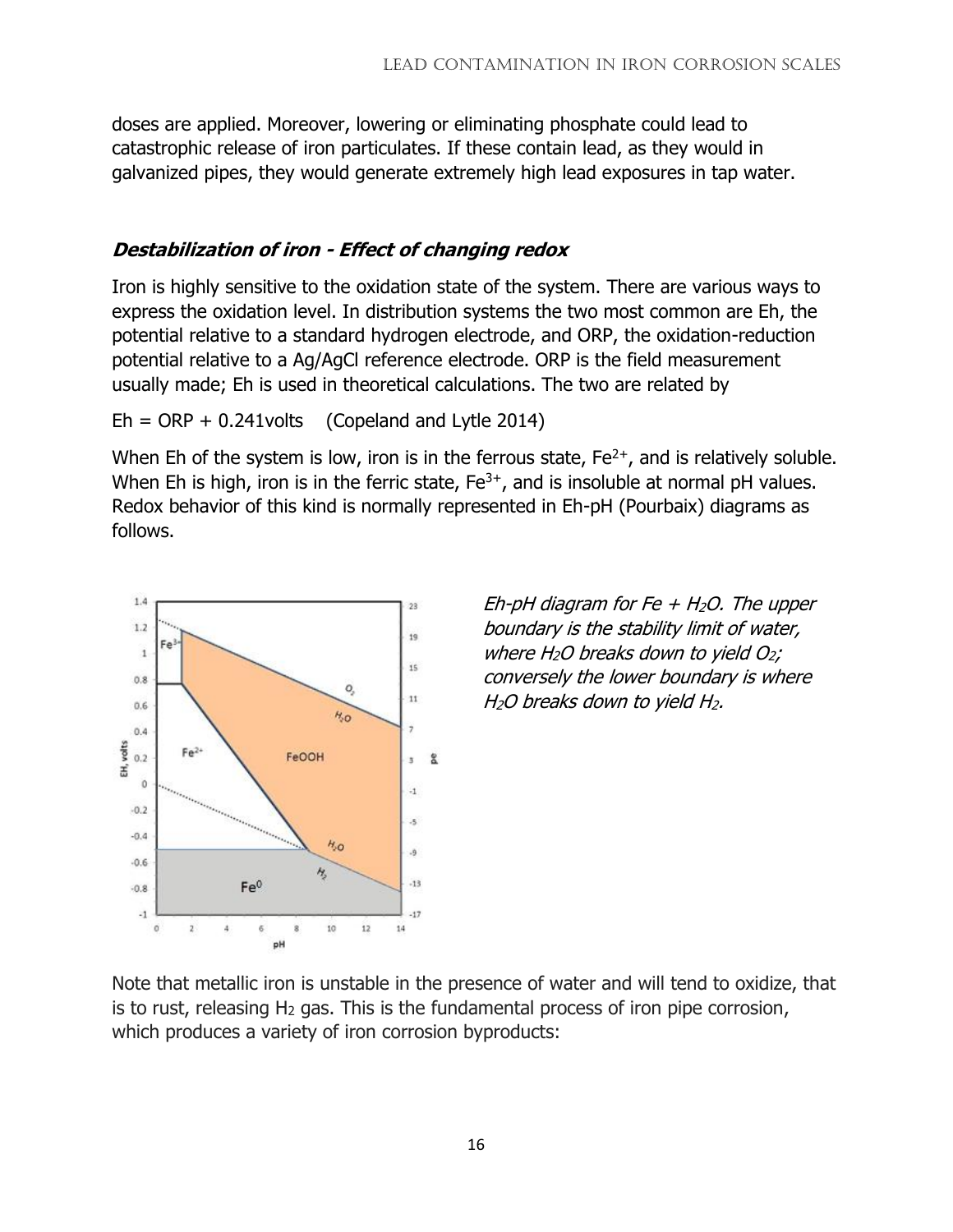doses are applied. Moreover, lowering or eliminating phosphate could lead to catastrophic release of iron particulates. If these contain lead, as they would in galvanized pipes, they would generate extremely high lead exposures in tap water.

### ***Destabilization of iron - Effect of changing redox***

Iron is highly sensitive to the oxidation state of the system. There are various ways to express the oxidation level. In distribution systems the two most common are Eh, the potential relative to a standard hydrogen electrode, and ORP, the oxidation-reduction potential relative to a Ag/AgCl reference electrode. ORP is the field measurement usually made; Eh is used in theoretical calculations. The two are related by

Eh = ORP + 0.241volts    (Copeland and Lytle 2014)

When Eh of the system is low, iron is in the ferrous state, $Fe^{2+}$, and is relatively soluble. When Eh is high, iron is in the ferric state, $Fe^{3+}$, and is insoluble at normal pH values. Redox behavior of this kind is normally represented in Eh-pH (Pourbaix) diagrams as follows.

*Eh-pH diagram for Fe + $H_2O$. The upper boundary is the stability limit of water, where $H_2O$ breaks down to yield $O_2$; conversely the lower boundary is where $H_2O$ breaks down to yield $H_2$.*

Note that metallic iron is unstable in the presence of water and will tend to oxidize, that is to rust, releasing $H_2$ gas. This is the fundamental process of iron pipe corrosion, which produces a variety of iron corrosion byproducts: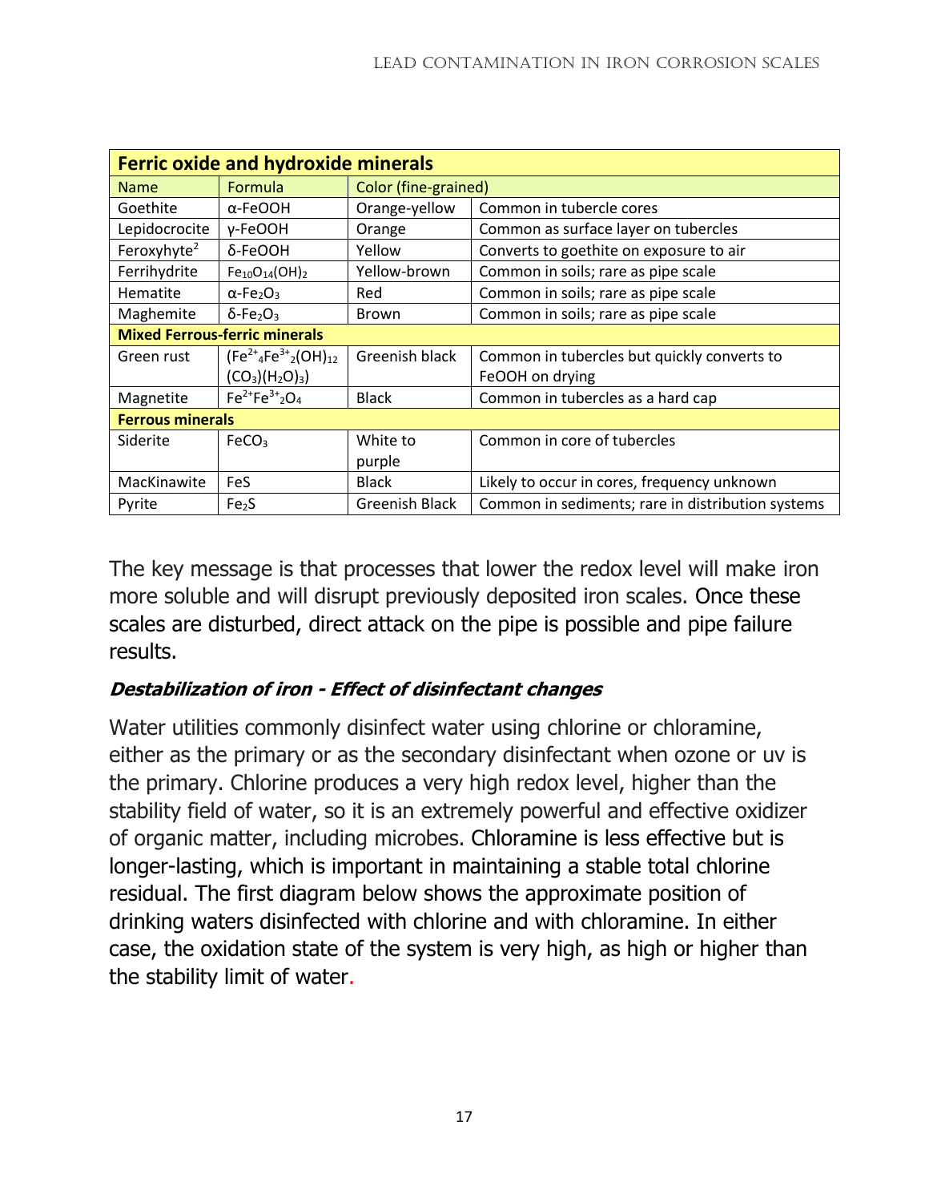| **Ferric oxide and hydroxide minerals** | | | |
|---|---|---|---|
| Name | Formula | Color (fine-grained) | |
| Goethite | $\alpha$-FeOOH | Orange-yellow | Common in tubercle cores |
| Lepidocrocite | $\gamma$-FeOOH | Orange | Common as surface layer on tubercles |
| Feroxyhyte[2] | $\delta$-FeOOH | Yellow | Converts to goethite on exposure to air |
| Ferrihydrite | $Fe_{10}O_{14}(OH)_2$ | Yellow-brown | Common in soils; rare as pipe scale |
| Hematite | $\alpha$-$Fe_2O_3$ | Red | Common in soils; rare as pipe scale |
| Maghemite | $\delta$-$Fe_2O_3$ | Brown | Common in soils; rare as pipe scale |
| **Mixed Ferrous-ferric minerals** | | | |
| Green rust | $(Fe^{2+}{}_4Fe^{3+}{}_2(OH)_{12}(CO_3)(H_2O)_3)$ | Greenish black | Common in tubercles but quickly converts to FeOOH on drying |
| Magnetite | $Fe^{2+}Fe^{3+}{}_2O_4$ | Black | Common in tubercles as a hard cap |
| **Ferrous minerals** | | | |
| Siderite | $FeCO_3$ | White to purple | Common in core of tubercles |
| MacKinawite | FeS | Black | Likely to occur in cores, frequency unknown |
| Pyrite | $Fe_2S$ | Greenish Black | Common in sediments; rare in distribution systems |

The key message is that processes that lower the redox level will make iron more soluble and will disrupt previously deposited iron scales. Once these scales are disturbed, direct attack on the pipe is possible and pipe failure results.

### ***Destabilization of iron - Effect of disinfectant changes***

Water utilities commonly disinfect water using chlorine or chloramine, either as the primary or as the secondary disinfectant when ozone or uv is the primary. Chlorine produces a very high redox level, higher than the stability field of water, so it is an extremely powerful and effective oxidizer of organic matter, including microbes. Chloramine is less effective but is longer-lasting, which is important in maintaining a stable total chlorine residual. The first diagram below shows the approximate position of drinking waters disinfected with chlorine and with chloramine. In either case, the oxidation state of the system is very high, as high or higher than the stability limit of water.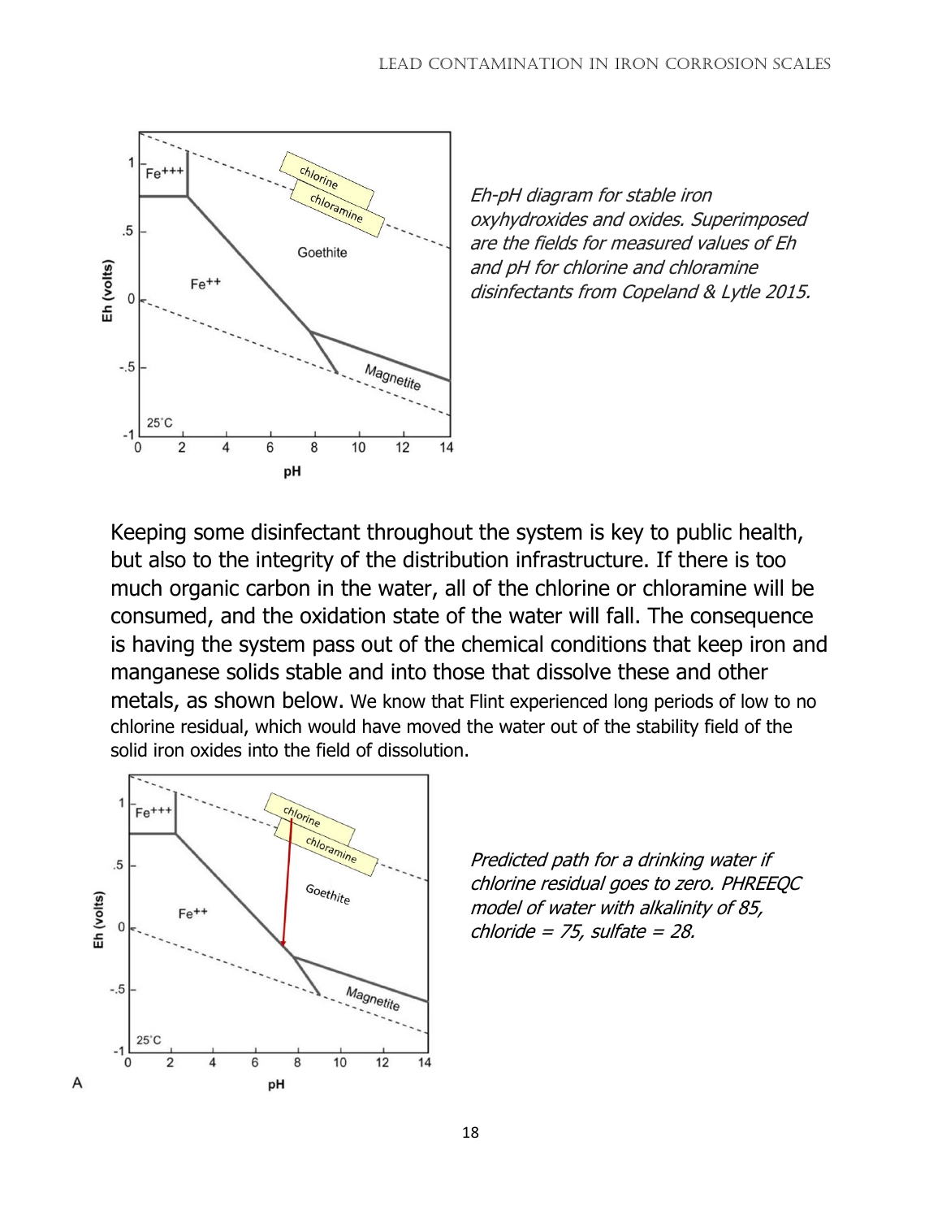*Eh-pH diagram for stable iron oxyhydroxides and oxides. Superimposed are the fields for measured values of Eh and pH for chlorine and chloramine disinfectants from Copeland & Lytle 2015.*

Keeping some disinfectant throughout the system is key to public health, but also to the integrity of the distribution infrastructure. If there is too much organic carbon in the water, all of the chlorine or chloramine will be consumed, and the oxidation state of the water will fall. The consequence is having the system pass out of the chemical conditions that keep iron and manganese solids stable and into those that dissolve these and other metals, as shown below. We know that Flint experienced long periods of low to no chlorine residual, which would have moved the water out of the stability field of the solid iron oxides into the field of dissolution.

*Predicted path for a drinking water if chlorine residual goes to zero. PHREEQC model of water with alkalinity of 85, chloride = 75, sulfate = 28.*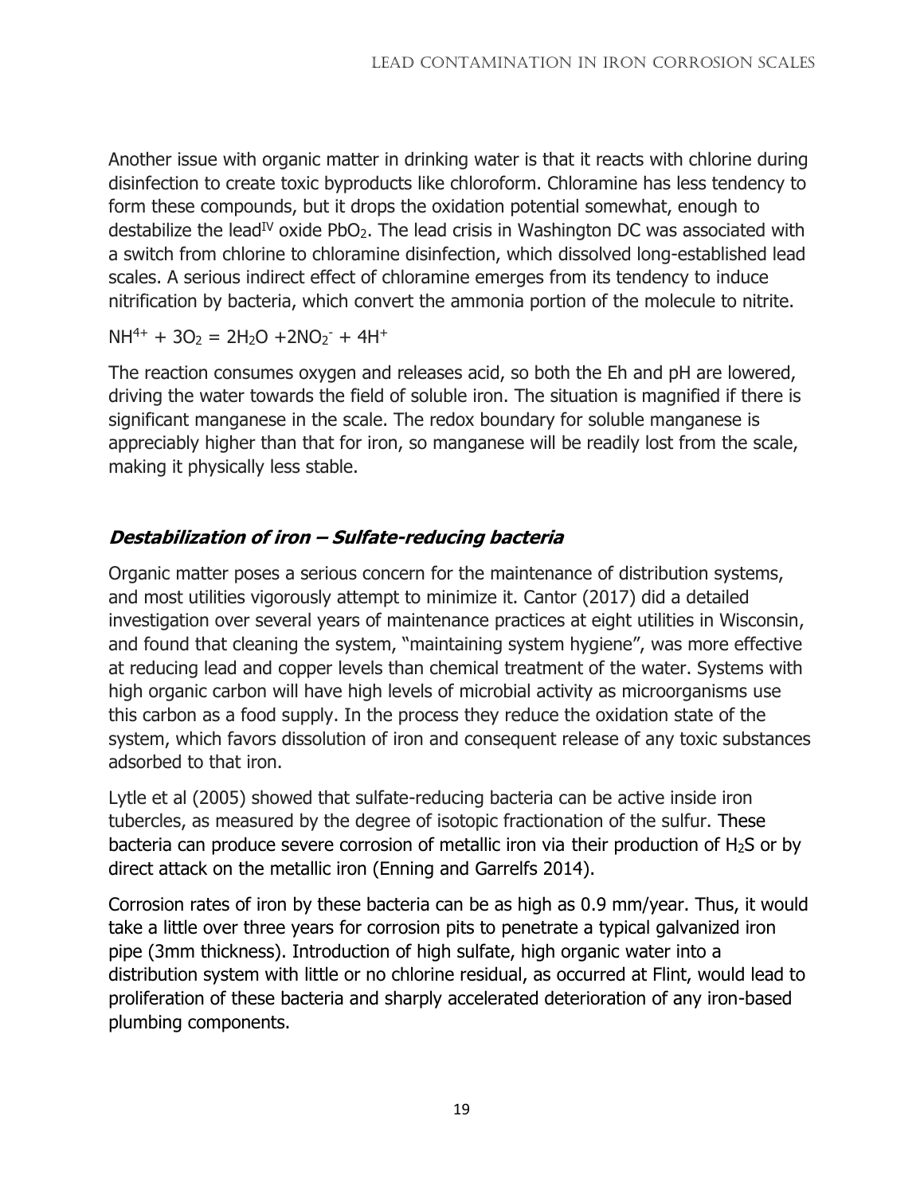Another issue with organic matter in drinking water is that it reacts with chlorine during disinfection to create toxic byproducts like chloroform. Chloramine has less tendency to form these compounds, but it drops the oxidation potential somewhat, enough to destabilize the lead$^{IV}$ oxide $PbO_2$. The lead crisis in Washington DC was associated with a switch from chlorine to chloramine disinfection, which dissolved long-established lead scales. A serious indirect effect of chloramine emerges from its tendency to induce nitrification by bacteria, which convert the ammonia portion of the molecule to nitrite.

$NH^{4+} + 3O_2 = 2H_2O + 2NO_2^- + 4H^+$

The reaction consumes oxygen and releases acid, so both the Eh and pH are lowered, driving the water towards the field of soluble iron. The situation is magnified if there is significant manganese in the scale. The redox boundary for soluble manganese is appreciably higher than that for iron, so manganese will be readily lost from the scale, making it physically less stable.

## ***Destabilization of iron – Sulfate-reducing bacteria***

Organic matter poses a serious concern for the maintenance of distribution systems, and most utilities vigorously attempt to minimize it. Cantor (2017) did a detailed investigation over several years of maintenance practices at eight utilities in Wisconsin, and found that cleaning the system, "maintaining system hygiene", was more effective at reducing lead and copper levels than chemical treatment of the water. Systems with high organic carbon will have high levels of microbial activity as microorganisms use this carbon as a food supply. In the process they reduce the oxidation state of the system, which favors dissolution of iron and consequent release of any toxic substances adsorbed to that iron.

Lytle et al (2005) showed that sulfate-reducing bacteria can be active inside iron tubercles, as measured by the degree of isotopic fractionation of the sulfur. These bacteria can produce severe corrosion of metallic iron via their production of $H_2S$ or by direct attack on the metallic iron (Enning and Garrelfs 2014).

Corrosion rates of iron by these bacteria can be as high as 0.9 mm/year. Thus, it would take a little over three years for corrosion pits to penetrate a typical galvanized iron pipe (3mm thickness). Introduction of high sulfate, high organic water into a distribution system with little or no chlorine residual, as occurred at Flint, would lead to proliferation of these bacteria and sharply accelerated deterioration of any iron-based plumbing components.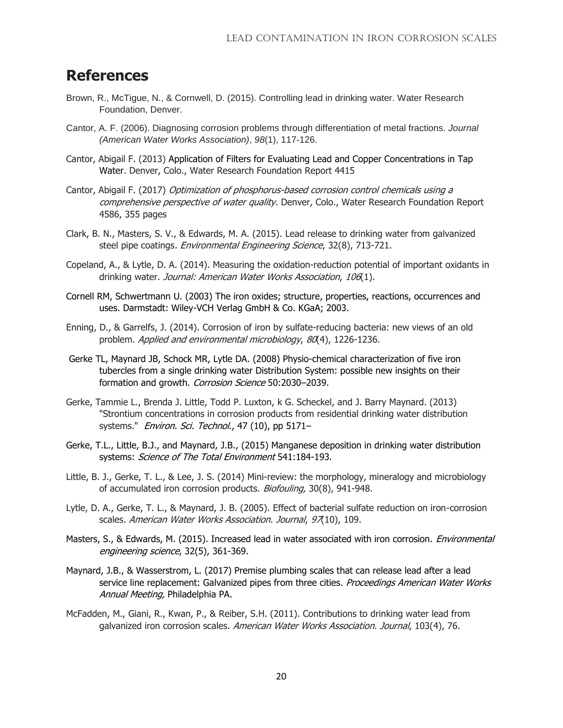# References

Brown, R., McTigue, N., & Cornwell, D. (2015). Controlling lead in drinking water. Water Research Foundation, Denver.

Cantor, A. F. (2006). Diagnosing corrosion problems through differentiation of metal fractions. *Journal (American Water Works Association)*, *98*(1), 117-126.

Cantor, Abigail F. (2013) Application of Filters for Evaluating Lead and Copper Concentrations in Tap Water. Denver, Colo., Water Research Foundation Report 4415

Cantor, Abigail F. (2017) *Optimization of phosphorus-based corrosion control chemicals using a comprehensive perspective of water quality*. Denver, Colo., Water Research Foundation Report 4586, 355 pages

Clark, B. N., Masters, S. V., & Edwards, M. A. (2015). Lead release to drinking water from galvanized steel pipe coatings. *Environmental Engineering Science*, 32(8), 713-721.

Copeland, A., & Lytle, D. A. (2014). Measuring the oxidation-reduction potential of important oxidants in drinking water. *Journal: American Water Works Association*, *106*(1).

Cornell RM, Schwertmann U. (2003) The iron oxides; structure, properties, reactions, occurrences and uses. Darmstadt: Wiley-VCH Verlag GmbH & Co. KGaA; 2003.

Enning, D., & Garrelfs, J. (2014). Corrosion of iron by sulfate-reducing bacteria: new views of an old problem. *Applied and environmental microbiology*, *80*(4), 1226-1236.

Gerke TL, Maynard JB, Schock MR, Lytle DA. (2008) Physio-chemical characterization of five iron tubercles from a single drinking water Distribution System: possible new insights on their formation and growth. *Corrosion Science* 50:2030–2039.

Gerke, Tammie L., Brenda J. Little, Todd P. Luxton, k G. Scheckel, and J. Barry Maynard. (2013) "Strontium concentrations in corrosion products from residential drinking water distribution systems." *Environ. Sci. Technol.*, 47 (10), pp 5171–

Gerke, T.L., Little, B.J., and Maynard, J.B., (2015) Manganese deposition in drinking water distribution systems: *Science of The Total Environment* 541:184-193.

Little, B. J., Gerke, T. L., & Lee, J. S. (2014) Mini-review: the morphology, mineralogy and microbiology of accumulated iron corrosion products. *Biofouling,* 30(8), 941-948.

Lytle, D. A., Gerke, T. L., & Maynard, J. B. (2005). Effect of bacterial sulfate reduction on iron-corrosion scales. *American Water Works Association. Journal*, *97*(10), 109.

Masters, S., & Edwards, M. (2015). Increased lead in water associated with iron corrosion. *Environmental engineering science*, 32(5), 361-369.

Maynard, J.B., & Wasserstrom, L. (2017) Premise plumbing scales that can release lead after a lead service line replacement: Galvanized pipes from three cities. *Proceedings American Water Works Annual Meeting,* Philadelphia PA.

McFadden, M., Giani, R., Kwan, P., & Reiber, S.H. (2011). Contributions to drinking water lead from galvanized iron corrosion scales. *American Water Works Association. Journal*, 103(4), 76.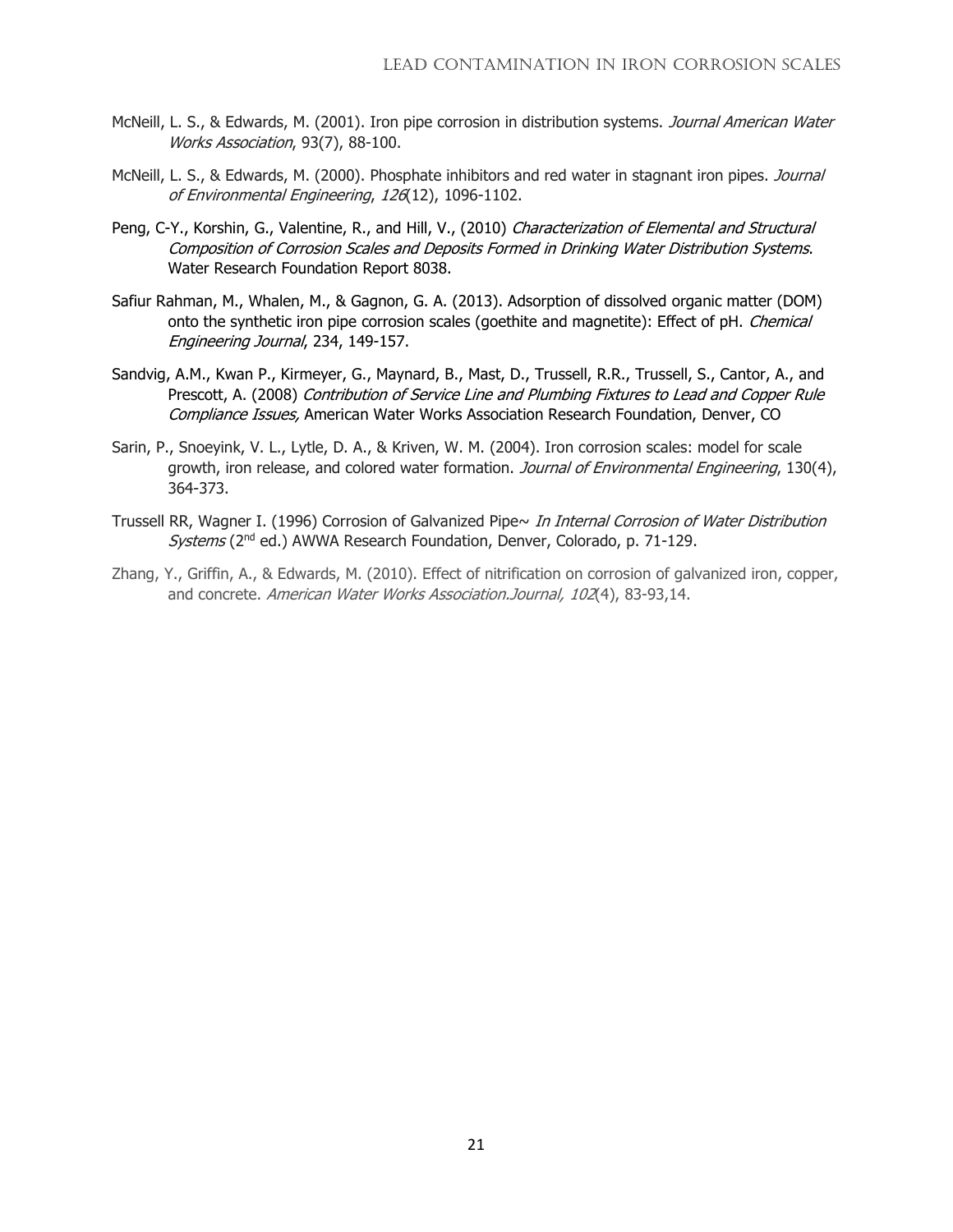McNeill, L. S., & Edwards, M. (2001). Iron pipe corrosion in distribution systems. *Journal American Water Works Association*, 93(7), 88-100.

McNeill, L. S., & Edwards, M. (2000). Phosphate inhibitors and red water in stagnant iron pipes. *Journal of Environmental Engineering*, *126*(12), 1096-1102.

Peng, C-Y., Korshin, G., Valentine, R., and Hill, V., (2010) *Characterization of Elemental and Structural Composition of Corrosion Scales and Deposits Formed in Drinking Water Distribution Systems*. Water Research Foundation Report 8038.

Safiur Rahman, M., Whalen, M., & Gagnon, G. A. (2013). Adsorption of dissolved organic matter (DOM) onto the synthetic iron pipe corrosion scales (goethite and magnetite): Effect of pH. *Chemical Engineering Journal*, 234, 149-157.

Sandvig, A.M., Kwan P., Kirmeyer, G., Maynard, B., Mast, D., Trussell, R.R., Trussell, S., Cantor, A., and Prescott, A. (2008) *Contribution of Service Line and Plumbing Fixtures to Lead and Copper Rule Compliance Issues,* American Water Works Association Research Foundation, Denver, CO

Sarin, P., Snoeyink, V. L., Lytle, D. A., & Kriven, W. M. (2004). Iron corrosion scales: model for scale growth, iron release, and colored water formation. *Journal of Environmental Engineering*, 130(4), 364-373.

Trussell RR, Wagner I. (1996) Corrosion of Galvanized Pipe~ *In Internal Corrosion of Water Distribution Systems* (2nd ed.) AWWA Research Foundation, Denver, Colorado, p. 71-129.

Zhang, Y., Griffin, A., & Edwards, M. (2010). Effect of nitrification on corrosion of galvanized iron, copper, and concrete. *American Water Works Association.Journal, 102*(4), 83-93,14.